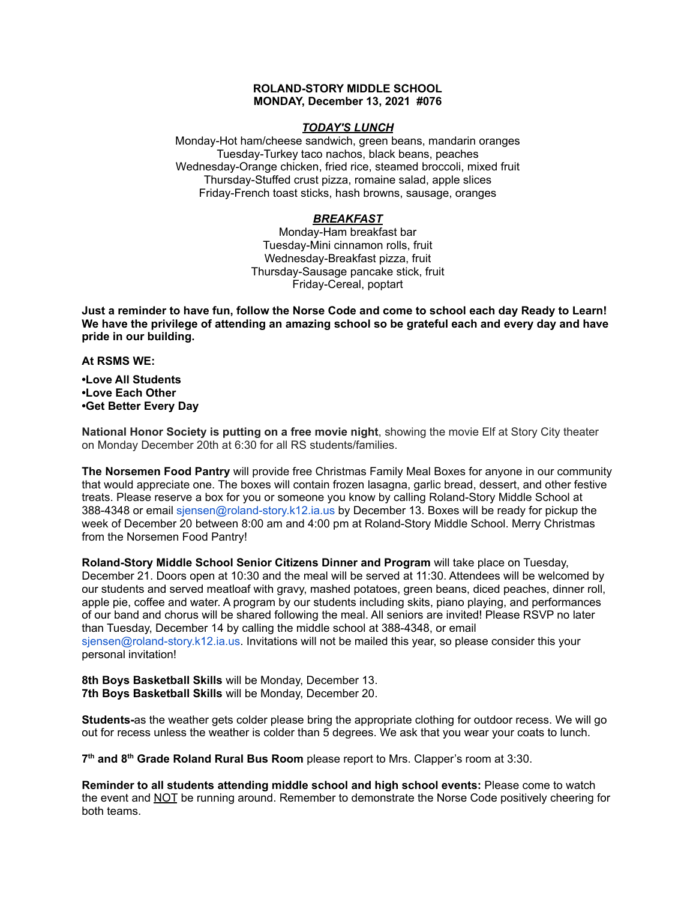**ROLAND-STORY MIDDLE SCHOOL**
**MONDAY, December 13, 2021 #076**

***TODAY'S LUNCH***

Monday-Hot ham/cheese sandwich, green beans, mandarin oranges
Tuesday-Turkey taco nachos, black beans, peaches
Wednesday-Orange chicken, fried rice, steamed broccoli, mixed fruit
Thursday-Stuffed crust pizza, romaine salad, apple slices
Friday-French toast sticks, hash browns, sausage, oranges

***BREAKFAST***

Monday-Ham breakfast bar
Tuesday-Mini cinnamon rolls, fruit
Wednesday-Breakfast pizza, fruit
Thursday-Sausage pancake stick, fruit
Friday-Cereal, poptart

**Just a reminder to have fun, follow the Norse Code and come to school each day Ready to Learn! We have the privilege of attending an amazing school so be grateful each and every day and have pride in our building.**

**At RSMS WE:**

**•Love All Students**
**•Love Each Other**
**•Get Better Every Day**

**National Honor Society is putting on a free movie night**, showing the movie Elf at Story City theater on Monday December 20th at 6:30 for all RS students/families.

**The Norsemen Food Pantry** will provide free Christmas Family Meal Boxes for anyone in our community that would appreciate one. The boxes will contain frozen lasagna, garlic bread, dessert, and other festive treats. Please reserve a box for you or someone you know by calling Roland-Story Middle School at 388-4348 or email sjensen@roland-story.k12.ia.us by December 13. Boxes will be ready for pickup the week of December 20 between 8:00 am and 4:00 pm at Roland-Story Middle School. Merry Christmas from the Norsemen Food Pantry!

**Roland-Story Middle School Senior Citizens Dinner and Program** will take place on Tuesday, December 21. Doors open at 10:30 and the meal will be served at 11:30. Attendees will be welcomed by our students and served meatloaf with gravy, mashed potatoes, green beans, diced peaches, dinner roll, apple pie, coffee and water. A program by our students including skits, piano playing, and performances of our band and chorus will be shared following the meal. All seniors are invited! Please RSVP no later than Tuesday, December 14 by calling the middle school at 388-4348, or email sjensen@roland-story.k12.ia.us. Invitations will not be mailed this year, so please consider this your personal invitation!

**8th Boys Basketball Skills** will be Monday, December 13.
**7th Boys Basketball Skills** will be Monday, December 20.

**Students-**as the weather gets colder please bring the appropriate clothing for outdoor recess. We will go out for recess unless the weather is colder than 5 degrees. We ask that you wear your coats to lunch.

**7th and 8th Grade Roland Rural Bus Room** please report to Mrs. Clapper's room at 3:30.

**Reminder to all students attending middle school and high school events:** Please come to watch the event and NOT be running around. Remember to demonstrate the Norse Code positively cheering for both teams.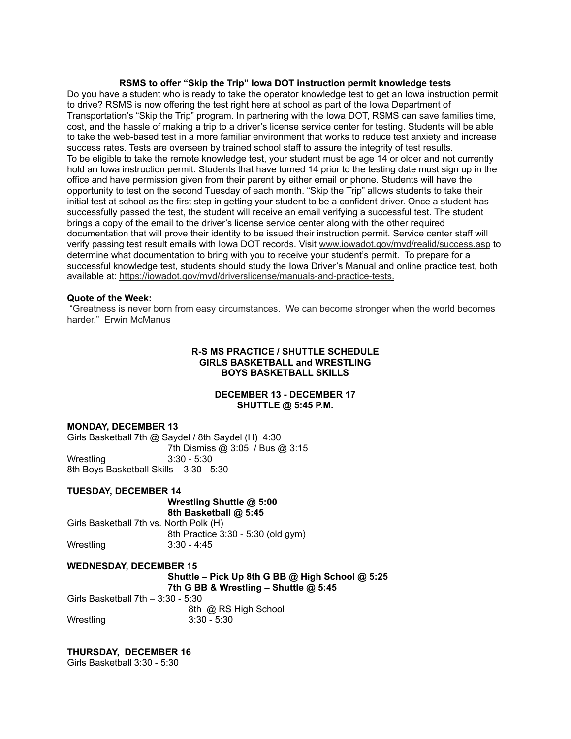### RSMS to offer "Skip the Trip" Iowa DOT instruction permit knowledge tests

Do you have a student who is ready to take the operator knowledge test to get an Iowa instruction permit to drive? RSMS is now offering the test right here at school as part of the Iowa Department of Transportation's "Skip the Trip" program. In partnering with the Iowa DOT, RSMS can save families time, cost, and the hassle of making a trip to a driver's license service center for testing. Students will be able to take the web-based test in a more familiar environment that works to reduce test anxiety and increase success rates. Tests are overseen by trained school staff to assure the integrity of test results.

To be eligible to take the remote knowledge test, your student must be age 14 or older and not currently hold an Iowa instruction permit. Students that have turned 14 prior to the testing date must sign up in the office and have permission given from their parent by either email or phone. Students will have the opportunity to test on the second Tuesday of each month. "Skip the Trip" allows students to take their initial test at school as the first step in getting your student to be a confident driver. Once a student has successfully passed the test, the student will receive an email verifying a successful test. The student brings a copy of the email to the driver's license service center along with the other required documentation that will prove their identity to be issued their instruction permit. Service center staff will verify passing test result emails with Iowa DOT records. Visit www.iowadot.gov/mvd/realid/success.asp to determine what documentation to bring with you to receive your student's permit. To prepare for a successful knowledge test, students should study the Iowa Driver's Manual and online practice test, both available at: https://iowadot.gov/mvd/driverslicense/manuals-and-practice-tests.

**Quote of the Week:**

"Greatness is never born from easy circumstances. We can become stronger when the world becomes harder." Erwin McManus

**R-S MS PRACTICE / SHUTTLE SCHEDULE**
**GIRLS BASKETBALL and WRESTLING**
**BOYS BASKETBALL SKILLS**

**DECEMBER 13 - DECEMBER 17**
**SHUTTLE @ 5:45 P.M.**

**MONDAY, DECEMBER 13**

Girls Basketball 7th @ Saydel / 8th Saydel (H) 4:30
7th Dismiss @ 3:05 / Bus @ 3:15
Wrestling 3:30 - 5:30
8th Boys Basketball Skills – 3:30 - 5:30

**TUESDAY, DECEMBER 14**

**Wrestling Shuttle @ 5:00**
**8th Basketball @ 5:45**

Girls Basketball 7th vs. North Polk (H)
8th Practice 3:30 - 5:30 (old gym)
Wrestling 3:30 - 4:45

**WEDNESDAY, DECEMBER 15**

**Shuttle – Pick Up 8th G BB @ High School @ 5:25**
**7th G BB & Wrestling – Shuttle @ 5:45**

Girls Basketball 7th – 3:30 - 5:30
8th @ RS High School
Wrestling 3:30 - 5:30

**THURSDAY, DECEMBER 16**

Girls Basketball 3:30 - 5:30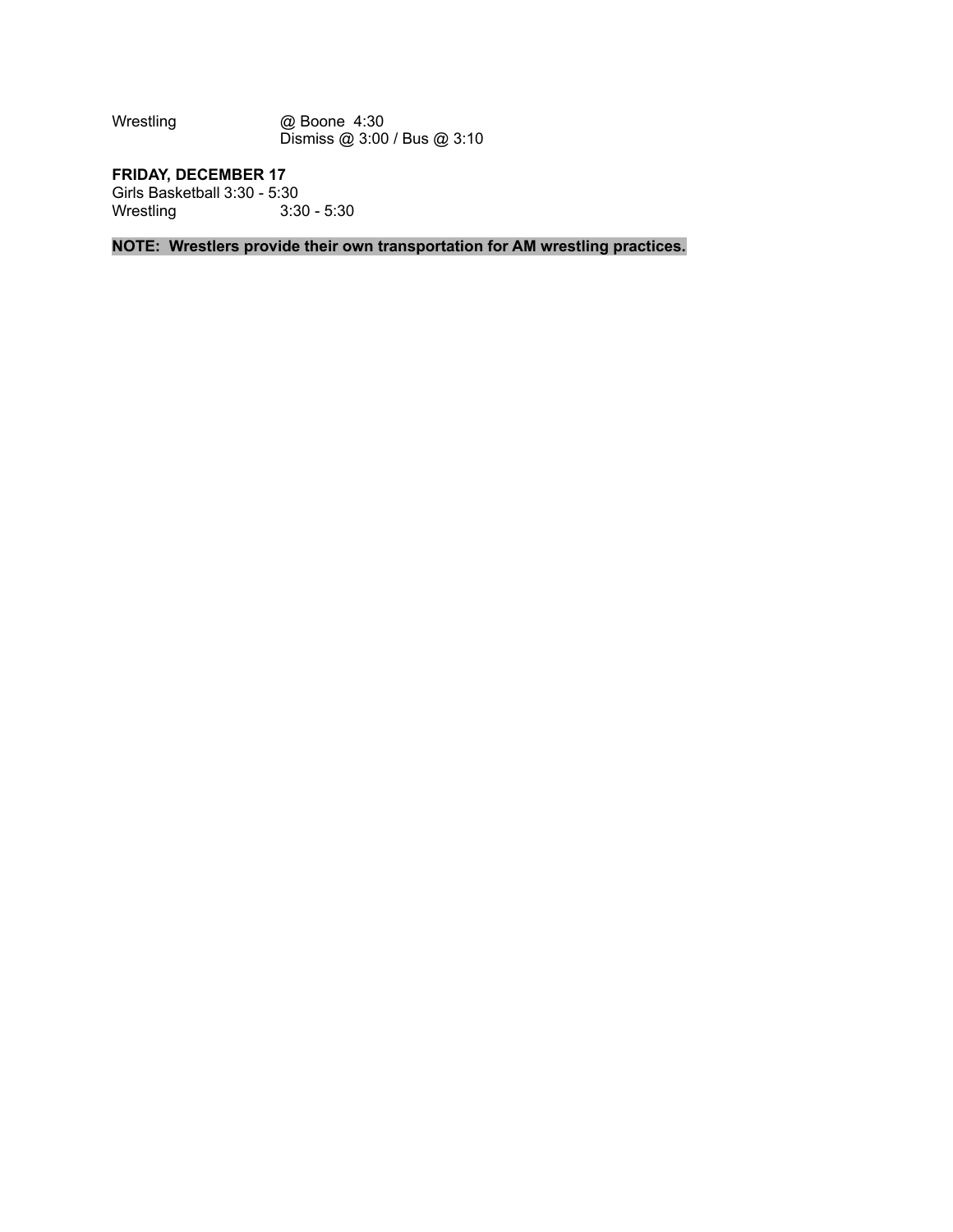Wrestling @ Boone 4:30
Dismiss @ 3:00 / Bus @ 3:10

**FRIDAY, DECEMBER 17**
Girls Basketball 3:30 - 5:30
Wrestling 3:30 - 5:30

**NOTE: Wrestlers provide their own transportation for AM wrestling practices.**